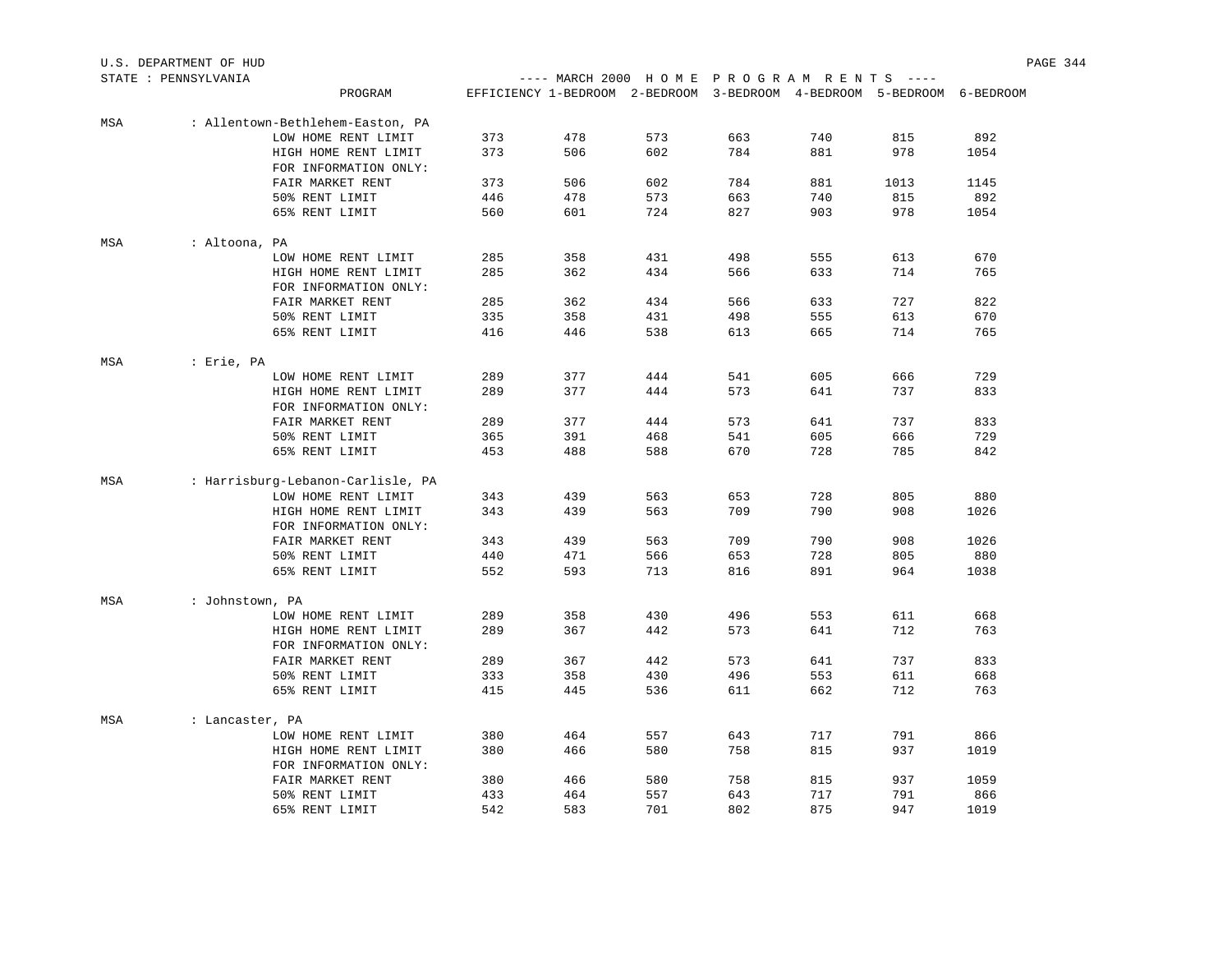U.S. DEPARTMENT OF HUD

STATE : PENNSYLVANIA

---- MARCH 2000 H O M E P R O G R A M R E N T S ----

| | PROGRAM | EFFICIENCY | 1-BEDROOM | 2-BEDROOM | 3-BEDROOM | 4-BEDROOM | 5-BEDROOM | 6-BEDROOM |
|---|---|---|---|---|---|---|---|---|
| MSA | : Allentown-Bethlehem-Easton, PA | | | | | | | |
| | LOW HOME RENT LIMIT | 373 | 478 | 573 | 663 | 740 | 815 | 892 |
| | HIGH HOME RENT LIMIT | 373 | 506 | 602 | 784 | 881 | 978 | 1054 |
| | FOR INFORMATION ONLY: | | | | | | | |
| | FAIR MARKET RENT | 373 | 506 | 602 | 784 | 881 | 1013 | 1145 |
| | 50% RENT LIMIT | 446 | 478 | 573 | 663 | 740 | 815 | 892 |
| | 65% RENT LIMIT | 560 | 601 | 724 | 827 | 903 | 978 | 1054 |
| MSA | : Altoona, PA | | | | | | | |
| | LOW HOME RENT LIMIT | 285 | 358 | 431 | 498 | 555 | 613 | 670 |
| | HIGH HOME RENT LIMIT | 285 | 362 | 434 | 566 | 633 | 714 | 765 |
| | FOR INFORMATION ONLY: | | | | | | | |
| | FAIR MARKET RENT | 285 | 362 | 434 | 566 | 633 | 727 | 822 |
| | 50% RENT LIMIT | 335 | 358 | 431 | 498 | 555 | 613 | 670 |
| | 65% RENT LIMIT | 416 | 446 | 538 | 613 | 665 | 714 | 765 |
| MSA | : Erie, PA | | | | | | | |
| | LOW HOME RENT LIMIT | 289 | 377 | 444 | 541 | 605 | 666 | 729 |
| | HIGH HOME RENT LIMIT | 289 | 377 | 444 | 573 | 641 | 737 | 833 |
| | FOR INFORMATION ONLY: | | | | | | | |
| | FAIR MARKET RENT | 289 | 377 | 444 | 573 | 641 | 737 | 833 |
| | 50% RENT LIMIT | 365 | 391 | 468 | 541 | 605 | 666 | 729 |
| | 65% RENT LIMIT | 453 | 488 | 588 | 670 | 728 | 785 | 842 |
| MSA | : Harrisburg-Lebanon-Carlisle, PA | | | | | | | |
| | LOW HOME RENT LIMIT | 343 | 439 | 563 | 653 | 728 | 805 | 880 |
| | HIGH HOME RENT LIMIT | 343 | 439 | 563 | 709 | 790 | 908 | 1026 |
| | FOR INFORMATION ONLY: | | | | | | | |
| | FAIR MARKET RENT | 343 | 439 | 563 | 709 | 790 | 908 | 1026 |
| | 50% RENT LIMIT | 440 | 471 | 566 | 653 | 728 | 805 | 880 |
| | 65% RENT LIMIT | 552 | 593 | 713 | 816 | 891 | 964 | 1038 |
| MSA | : Johnstown, PA | | | | | | | |
| | LOW HOME RENT LIMIT | 289 | 358 | 430 | 496 | 553 | 611 | 668 |
| | HIGH HOME RENT LIMIT | 289 | 367 | 442 | 573 | 641 | 712 | 763 |
| | FOR INFORMATION ONLY: | | | | | | | |
| | FAIR MARKET RENT | 289 | 367 | 442 | 573 | 641 | 737 | 833 |
| | 50% RENT LIMIT | 333 | 358 | 430 | 496 | 553 | 611 | 668 |
| | 65% RENT LIMIT | 415 | 445 | 536 | 611 | 662 | 712 | 763 |
| MSA | : Lancaster, PA | | | | | | | |
| | LOW HOME RENT LIMIT | 380 | 464 | 557 | 643 | 717 | 791 | 866 |
| | HIGH HOME RENT LIMIT | 380 | 466 | 580 | 758 | 815 | 937 | 1019 |
| | FOR INFORMATION ONLY: | | | | | | | |
| | FAIR MARKET RENT | 380 | 466 | 580 | 758 | 815 | 937 | 1059 |
| | 50% RENT LIMIT | 433 | 464 | 557 | 643 | 717 | 791 | 866 |
| | 65% RENT LIMIT | 542 | 583 | 701 | 802 | 875 | 947 | 1019 |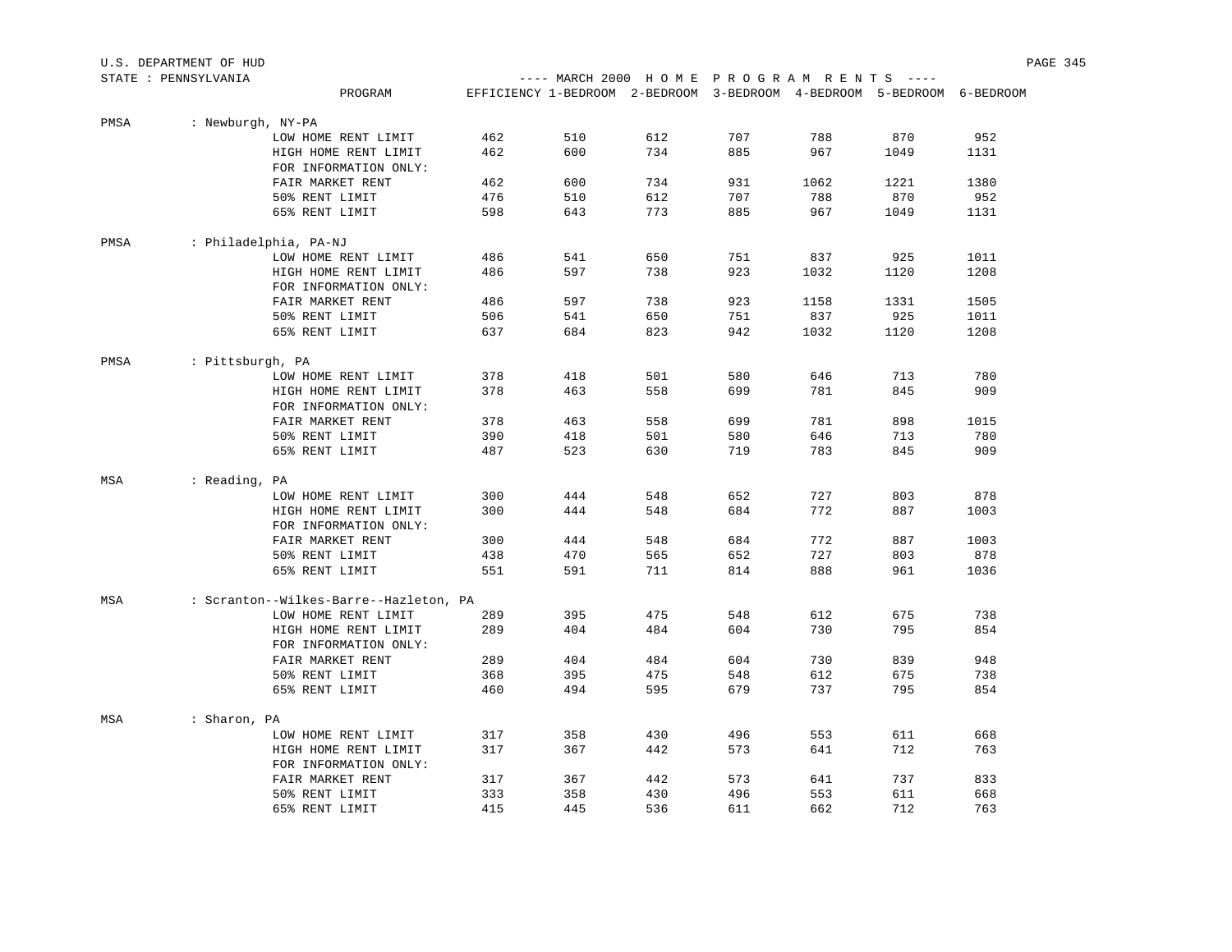U.S. DEPARTMENT OF HUD

STATE : PENNSYLVANIA

---- MARCH 2000 H O M E P R O G R A M R E N T S ----

| | PROGRAM | EFFICIENCY | 1-BEDROOM | 2-BEDROOM | 3-BEDROOM | 4-BEDROOM | 5-BEDROOM | 6-BEDROOM |
|---|---|---|---|---|---|---|---|---|
| PMSA | : Newburgh, NY-PA | | | | | | | |
| | LOW HOME RENT LIMIT | 462 | 510 | 612 | 707 | 788 | 870 | 952 |
| | HIGH HOME RENT LIMIT | 462 | 600 | 734 | 885 | 967 | 1049 | 1131 |
| | FOR INFORMATION ONLY: | | | | | | | |
| | FAIR MARKET RENT | 462 | 600 | 734 | 931 | 1062 | 1221 | 1380 |
| | 50% RENT LIMIT | 476 | 510 | 612 | 707 | 788 | 870 | 952 |
| | 65% RENT LIMIT | 598 | 643 | 773 | 885 | 967 | 1049 | 1131 |
| PMSA | : Philadelphia, PA-NJ | | | | | | | |
| | LOW HOME RENT LIMIT | 486 | 541 | 650 | 751 | 837 | 925 | 1011 |
| | HIGH HOME RENT LIMIT | 486 | 597 | 738 | 923 | 1032 | 1120 | 1208 |
| | FOR INFORMATION ONLY: | | | | | | | |
| | FAIR MARKET RENT | 486 | 597 | 738 | 923 | 1158 | 1331 | 1505 |
| | 50% RENT LIMIT | 506 | 541 | 650 | 751 | 837 | 925 | 1011 |
| | 65% RENT LIMIT | 637 | 684 | 823 | 942 | 1032 | 1120 | 1208 |
| PMSA | : Pittsburgh, PA | | | | | | | |
| | LOW HOME RENT LIMIT | 378 | 418 | 501 | 580 | 646 | 713 | 780 |
| | HIGH HOME RENT LIMIT | 378 | 463 | 558 | 699 | 781 | 845 | 909 |
| | FOR INFORMATION ONLY: | | | | | | | |
| | FAIR MARKET RENT | 378 | 463 | 558 | 699 | 781 | 898 | 1015 |
| | 50% RENT LIMIT | 390 | 418 | 501 | 580 | 646 | 713 | 780 |
| | 65% RENT LIMIT | 487 | 523 | 630 | 719 | 783 | 845 | 909 |
| MSA | : Reading, PA | | | | | | | |
| | LOW HOME RENT LIMIT | 300 | 444 | 548 | 652 | 727 | 803 | 878 |
| | HIGH HOME RENT LIMIT | 300 | 444 | 548 | 684 | 772 | 887 | 1003 |
| | FOR INFORMATION ONLY: | | | | | | | |
| | FAIR MARKET RENT | 300 | 444 | 548 | 684 | 772 | 887 | 1003 |
| | 50% RENT LIMIT | 438 | 470 | 565 | 652 | 727 | 803 | 878 |
| | 65% RENT LIMIT | 551 | 591 | 711 | 814 | 888 | 961 | 1036 |
| MSA | : Scranton--Wilkes-Barre--Hazleton, PA | | | | | | | |
| | LOW HOME RENT LIMIT | 289 | 395 | 475 | 548 | 612 | 675 | 738 |
| | HIGH HOME RENT LIMIT | 289 | 404 | 484 | 604 | 730 | 795 | 854 |
| | FOR INFORMATION ONLY: | | | | | | | |
| | FAIR MARKET RENT | 289 | 404 | 484 | 604 | 730 | 839 | 948 |
| | 50% RENT LIMIT | 368 | 395 | 475 | 548 | 612 | 675 | 738 |
| | 65% RENT LIMIT | 460 | 494 | 595 | 679 | 737 | 795 | 854 |
| MSA | : Sharon, PA | | | | | | | |
| | LOW HOME RENT LIMIT | 317 | 358 | 430 | 496 | 553 | 611 | 668 |
| | HIGH HOME RENT LIMIT | 317 | 367 | 442 | 573 | 641 | 712 | 763 |
| | FOR INFORMATION ONLY: | | | | | | | |
| | FAIR MARKET RENT | 317 | 367 | 442 | 573 | 641 | 737 | 833 |
| | 50% RENT LIMIT | 333 | 358 | 430 | 496 | 553 | 611 | 668 |
| | 65% RENT LIMIT | 415 | 445 | 536 | 611 | 662 | 712 | 763 |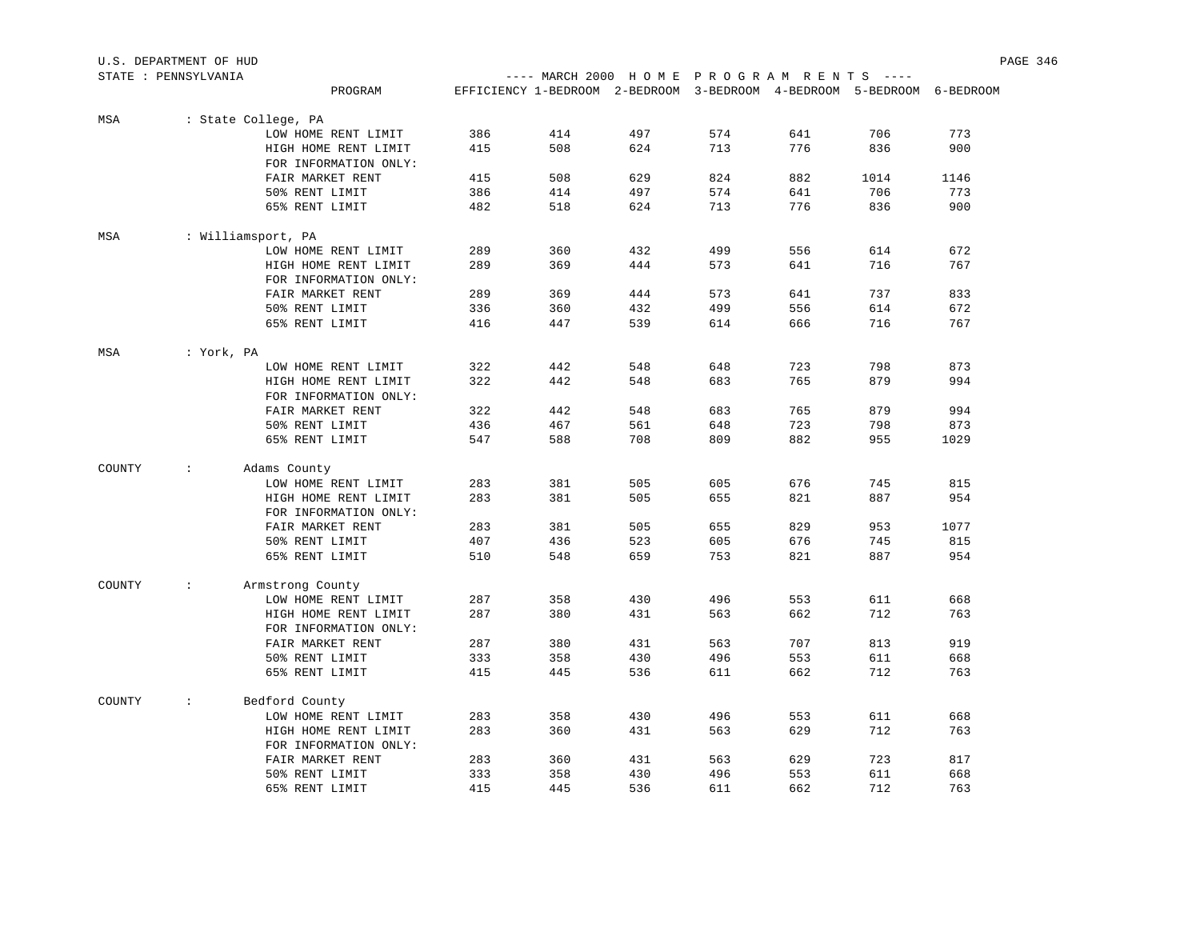U.S. DEPARTMENT OF HUD
STATE : PENNSYLVANIA

---- MARCH 2000 H O M E P R O G R A M R E N T S ----

| | PROGRAM | EFFICIENCY | 1-BEDROOM | 2-BEDROOM | 3-BEDROOM | 4-BEDROOM | 5-BEDROOM | 6-BEDROOM |
|---|---|---|---|---|---|---|---|---|
| MSA : State College, PA | | | | | | | | |
| | LOW HOME RENT LIMIT | 386 | 414 | 497 | 574 | 641 | 706 | 773 |
| | HIGH HOME RENT LIMIT | 415 | 508 | 624 | 713 | 776 | 836 | 900 |
| | FOR INFORMATION ONLY: | | | | | | | |
| | FAIR MARKET RENT | 415 | 508 | 629 | 824 | 882 | 1014 | 1146 |
| | 50% RENT LIMIT | 386 | 414 | 497 | 574 | 641 | 706 | 773 |
| | 65% RENT LIMIT | 482 | 518 | 624 | 713 | 776 | 836 | 900 |
| MSA : Williamsport, PA | | | | | | | | |
| | LOW HOME RENT LIMIT | 289 | 360 | 432 | 499 | 556 | 614 | 672 |
| | HIGH HOME RENT LIMIT | 289 | 369 | 444 | 573 | 641 | 716 | 767 |
| | FOR INFORMATION ONLY: | | | | | | | |
| | FAIR MARKET RENT | 289 | 369 | 444 | 573 | 641 | 737 | 833 |
| | 50% RENT LIMIT | 336 | 360 | 432 | 499 | 556 | 614 | 672 |
| | 65% RENT LIMIT | 416 | 447 | 539 | 614 | 666 | 716 | 767 |
| MSA : York, PA | | | | | | | | |
| | LOW HOME RENT LIMIT | 322 | 442 | 548 | 648 | 723 | 798 | 873 |
| | HIGH HOME RENT LIMIT | 322 | 442 | 548 | 683 | 765 | 879 | 994 |
| | FOR INFORMATION ONLY: | | | | | | | |
| | FAIR MARKET RENT | 322 | 442 | 548 | 683 | 765 | 879 | 994 |
| | 50% RENT LIMIT | 436 | 467 | 561 | 648 | 723 | 798 | 873 |
| | 65% RENT LIMIT | 547 | 588 | 708 | 809 | 882 | 955 | 1029 |
| COUNTY : Adams County | | | | | | | | |
| | LOW HOME RENT LIMIT | 283 | 381 | 505 | 605 | 676 | 745 | 815 |
| | HIGH HOME RENT LIMIT | 283 | 381 | 505 | 655 | 821 | 887 | 954 |
| | FOR INFORMATION ONLY: | | | | | | | |
| | FAIR MARKET RENT | 283 | 381 | 505 | 655 | 829 | 953 | 1077 |
| | 50% RENT LIMIT | 407 | 436 | 523 | 605 | 676 | 745 | 815 |
| | 65% RENT LIMIT | 510 | 548 | 659 | 753 | 821 | 887 | 954 |
| COUNTY : Armstrong County | | | | | | | | |
| | LOW HOME RENT LIMIT | 287 | 358 | 430 | 496 | 553 | 611 | 668 |
| | HIGH HOME RENT LIMIT | 287 | 380 | 431 | 563 | 662 | 712 | 763 |
| | FOR INFORMATION ONLY: | | | | | | | |
| | FAIR MARKET RENT | 287 | 380 | 431 | 563 | 707 | 813 | 919 |
| | 50% RENT LIMIT | 333 | 358 | 430 | 496 | 553 | 611 | 668 |
| | 65% RENT LIMIT | 415 | 445 | 536 | 611 | 662 | 712 | 763 |
| COUNTY : Bedford County | | | | | | | | |
| | LOW HOME RENT LIMIT | 283 | 358 | 430 | 496 | 553 | 611 | 668 |
| | HIGH HOME RENT LIMIT | 283 | 360 | 431 | 563 | 629 | 712 | 763 |
| | FOR INFORMATION ONLY: | | | | | | | |
| | FAIR MARKET RENT | 283 | 360 | 431 | 563 | 629 | 723 | 817 |
| | 50% RENT LIMIT | 333 | 358 | 430 | 496 | 553 | 611 | 668 |
| | 65% RENT LIMIT | 415 | 445 | 536 | 611 | 662 | 712 | 763 |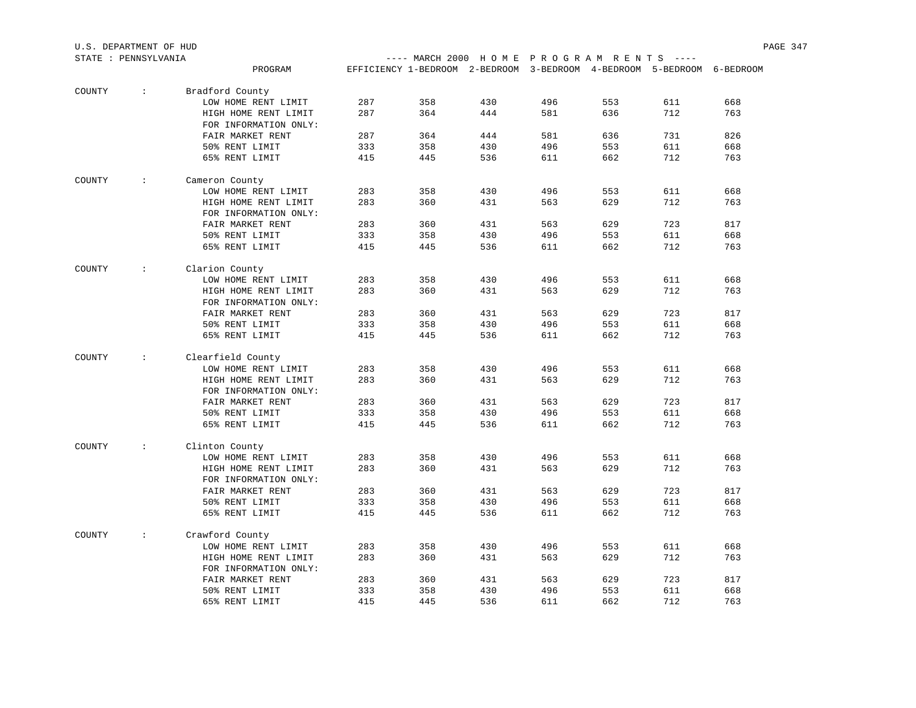U.S. DEPARTMENT OF HUD

STATE : PENNSYLVANIA

---- MARCH 2000 H O M E P R O G R A M R E N T S ----

| | | PROGRAM | EFFICIENCY | 1-BEDROOM | 2-BEDROOM | 3-BEDROOM | 4-BEDROOM | 5-BEDROOM | 6-BEDROOM |
|---|---|---|---|---|---|---|---|---|---|
| COUNTY | : | Bradford County | | | | | | | |
| | | LOW HOME RENT LIMIT | 287 | 358 | 430 | 496 | 553 | 611 | 668 |
| | | HIGH HOME RENT LIMIT | 287 | 364 | 444 | 581 | 636 | 712 | 763 |
| | | FOR INFORMATION ONLY: | | | | | | | |
| | | FAIR MARKET RENT | 287 | 364 | 444 | 581 | 636 | 731 | 826 |
| | | 50% RENT LIMIT | 333 | 358 | 430 | 496 | 553 | 611 | 668 |
| | | 65% RENT LIMIT | 415 | 445 | 536 | 611 | 662 | 712 | 763 |
| COUNTY | : | Cameron County | | | | | | | |
| | | LOW HOME RENT LIMIT | 283 | 358 | 430 | 496 | 553 | 611 | 668 |
| | | HIGH HOME RENT LIMIT | 283 | 360 | 431 | 563 | 629 | 712 | 763 |
| | | FOR INFORMATION ONLY: | | | | | | | |
| | | FAIR MARKET RENT | 283 | 360 | 431 | 563 | 629 | 723 | 817 |
| | | 50% RENT LIMIT | 333 | 358 | 430 | 496 | 553 | 611 | 668 |
| | | 65% RENT LIMIT | 415 | 445 | 536 | 611 | 662 | 712 | 763 |
| COUNTY | : | Clarion County | | | | | | | |
| | | LOW HOME RENT LIMIT | 283 | 358 | 430 | 496 | 553 | 611 | 668 |
| | | HIGH HOME RENT LIMIT | 283 | 360 | 431 | 563 | 629 | 712 | 763 |
| | | FOR INFORMATION ONLY: | | | | | | | |
| | | FAIR MARKET RENT | 283 | 360 | 431 | 563 | 629 | 723 | 817 |
| | | 50% RENT LIMIT | 333 | 358 | 430 | 496 | 553 | 611 | 668 |
| | | 65% RENT LIMIT | 415 | 445 | 536 | 611 | 662 | 712 | 763 |
| COUNTY | : | Clearfield County | | | | | | | |
| | | LOW HOME RENT LIMIT | 283 | 358 | 430 | 496 | 553 | 611 | 668 |
| | | HIGH HOME RENT LIMIT | 283 | 360 | 431 | 563 | 629 | 712 | 763 |
| | | FOR INFORMATION ONLY: | | | | | | | |
| | | FAIR MARKET RENT | 283 | 360 | 431 | 563 | 629 | 723 | 817 |
| | | 50% RENT LIMIT | 333 | 358 | 430 | 496 | 553 | 611 | 668 |
| | | 65% RENT LIMIT | 415 | 445 | 536 | 611 | 662 | 712 | 763 |
| COUNTY | : | Clinton County | | | | | | | |
| | | LOW HOME RENT LIMIT | 283 | 358 | 430 | 496 | 553 | 611 | 668 |
| | | HIGH HOME RENT LIMIT | 283 | 360 | 431 | 563 | 629 | 712 | 763 |
| | | FOR INFORMATION ONLY: | | | | | | | |
| | | FAIR MARKET RENT | 283 | 360 | 431 | 563 | 629 | 723 | 817 |
| | | 50% RENT LIMIT | 333 | 358 | 430 | 496 | 553 | 611 | 668 |
| | | 65% RENT LIMIT | 415 | 445 | 536 | 611 | 662 | 712 | 763 |
| COUNTY | : | Crawford County | | | | | | | |
| | | LOW HOME RENT LIMIT | 283 | 358 | 430 | 496 | 553 | 611 | 668 |
| | | HIGH HOME RENT LIMIT | 283 | 360 | 431 | 563 | 629 | 712 | 763 |
| | | FOR INFORMATION ONLY: | | | | | | | |
| | | FAIR MARKET RENT | 283 | 360 | 431 | 563 | 629 | 723 | 817 |
| | | 50% RENT LIMIT | 333 | 358 | 430 | 496 | 553 | 611 | 668 |
| | | 65% RENT LIMIT | 415 | 445 | 536 | 611 | 662 | 712 | 763 |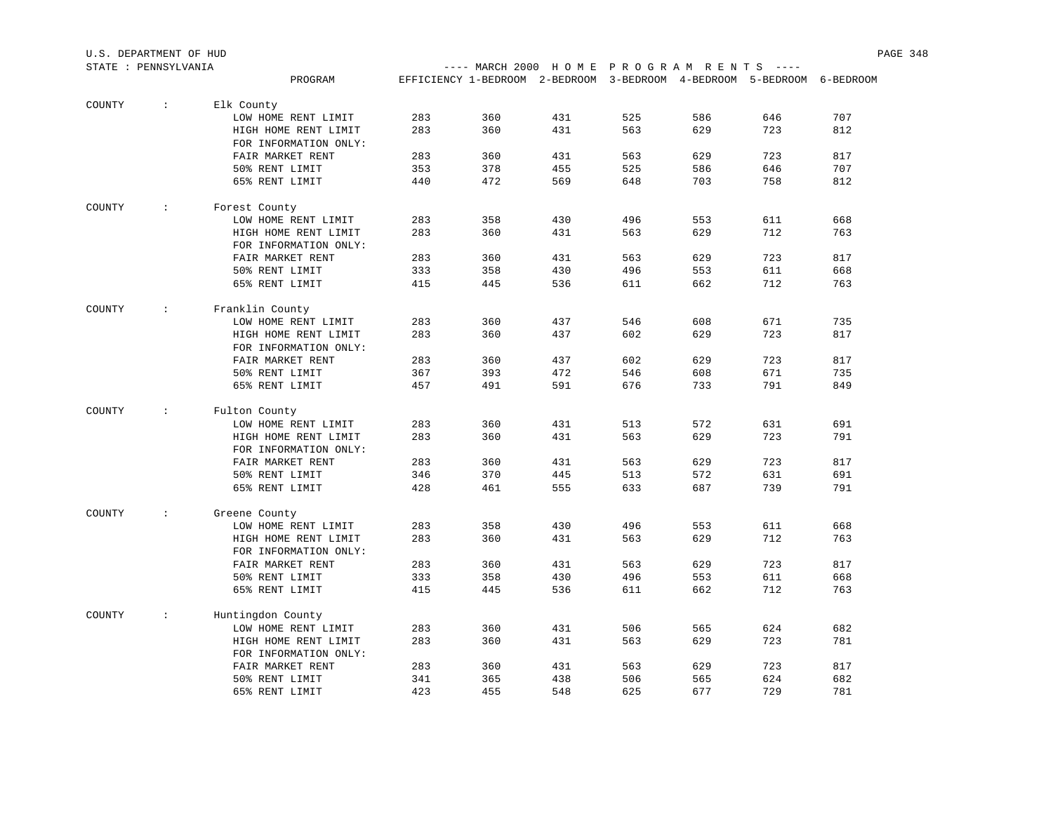U.S. DEPARTMENT OF HUD

STATE : PENNSYLVANIA

---- MARCH 2000 H O M E P R O G R A M R E N T S ----

| | | PROGRAM | EFFICIENCY | 1-BEDROOM | 2-BEDROOM | 3-BEDROOM | 4-BEDROOM | 5-BEDROOM | 6-BEDROOM |
|---|---|---|---|---|---|---|---|---|---|
| COUNTY | : | Elk County | | | | | | | |
| | | LOW HOME RENT LIMIT | 283 | 360 | 431 | 525 | 586 | 646 | 707 |
| | | HIGH HOME RENT LIMIT | 283 | 360 | 431 | 563 | 629 | 723 | 812 |
| | | FOR INFORMATION ONLY: | | | | | | | |
| | | FAIR MARKET RENT | 283 | 360 | 431 | 563 | 629 | 723 | 817 |
| | | 50% RENT LIMIT | 353 | 378 | 455 | 525 | 586 | 646 | 707 |
| | | 65% RENT LIMIT | 440 | 472 | 569 | 648 | 703 | 758 | 812 |
| COUNTY | : | Forest County | | | | | | | |
| | | LOW HOME RENT LIMIT | 283 | 358 | 430 | 496 | 553 | 611 | 668 |
| | | HIGH HOME RENT LIMIT | 283 | 360 | 431 | 563 | 629 | 712 | 763 |
| | | FOR INFORMATION ONLY: | | | | | | | |
| | | FAIR MARKET RENT | 283 | 360 | 431 | 563 | 629 | 723 | 817 |
| | | 50% RENT LIMIT | 333 | 358 | 430 | 496 | 553 | 611 | 668 |
| | | 65% RENT LIMIT | 415 | 445 | 536 | 611 | 662 | 712 | 763 |
| COUNTY | : | Franklin County | | | | | | | |
| | | LOW HOME RENT LIMIT | 283 | 360 | 437 | 546 | 608 | 671 | 735 |
| | | HIGH HOME RENT LIMIT | 283 | 360 | 437 | 602 | 629 | 723 | 817 |
| | | FOR INFORMATION ONLY: | | | | | | | |
| | | FAIR MARKET RENT | 283 | 360 | 437 | 602 | 629 | 723 | 817 |
| | | 50% RENT LIMIT | 367 | 393 | 472 | 546 | 608 | 671 | 735 |
| | | 65% RENT LIMIT | 457 | 491 | 591 | 676 | 733 | 791 | 849 |
| COUNTY | : | Fulton County | | | | | | | |
| | | LOW HOME RENT LIMIT | 283 | 360 | 431 | 513 | 572 | 631 | 691 |
| | | HIGH HOME RENT LIMIT | 283 | 360 | 431 | 563 | 629 | 723 | 791 |
| | | FOR INFORMATION ONLY: | | | | | | | |
| | | FAIR MARKET RENT | 283 | 360 | 431 | 563 | 629 | 723 | 817 |
| | | 50% RENT LIMIT | 346 | 370 | 445 | 513 | 572 | 631 | 691 |
| | | 65% RENT LIMIT | 428 | 461 | 555 | 633 | 687 | 739 | 791 |
| COUNTY | : | Greene County | | | | | | | |
| | | LOW HOME RENT LIMIT | 283 | 358 | 430 | 496 | 553 | 611 | 668 |
| | | HIGH HOME RENT LIMIT | 283 | 360 | 431 | 563 | 629 | 712 | 763 |
| | | FOR INFORMATION ONLY: | | | | | | | |
| | | FAIR MARKET RENT | 283 | 360 | 431 | 563 | 629 | 723 | 817 |
| | | 50% RENT LIMIT | 333 | 358 | 430 | 496 | 553 | 611 | 668 |
| | | 65% RENT LIMIT | 415 | 445 | 536 | 611 | 662 | 712 | 763 |
| COUNTY | : | Huntingdon County | | | | | | | |
| | | LOW HOME RENT LIMIT | 283 | 360 | 431 | 506 | 565 | 624 | 682 |
| | | HIGH HOME RENT LIMIT | 283 | 360 | 431 | 563 | 629 | 723 | 781 |
| | | FOR INFORMATION ONLY: | | | | | | | |
| | | FAIR MARKET RENT | 283 | 360 | 431 | 563 | 629 | 723 | 817 |
| | | 50% RENT LIMIT | 341 | 365 | 438 | 506 | 565 | 624 | 682 |
| | | 65% RENT LIMIT | 423 | 455 | 548 | 625 | 677 | 729 | 781 |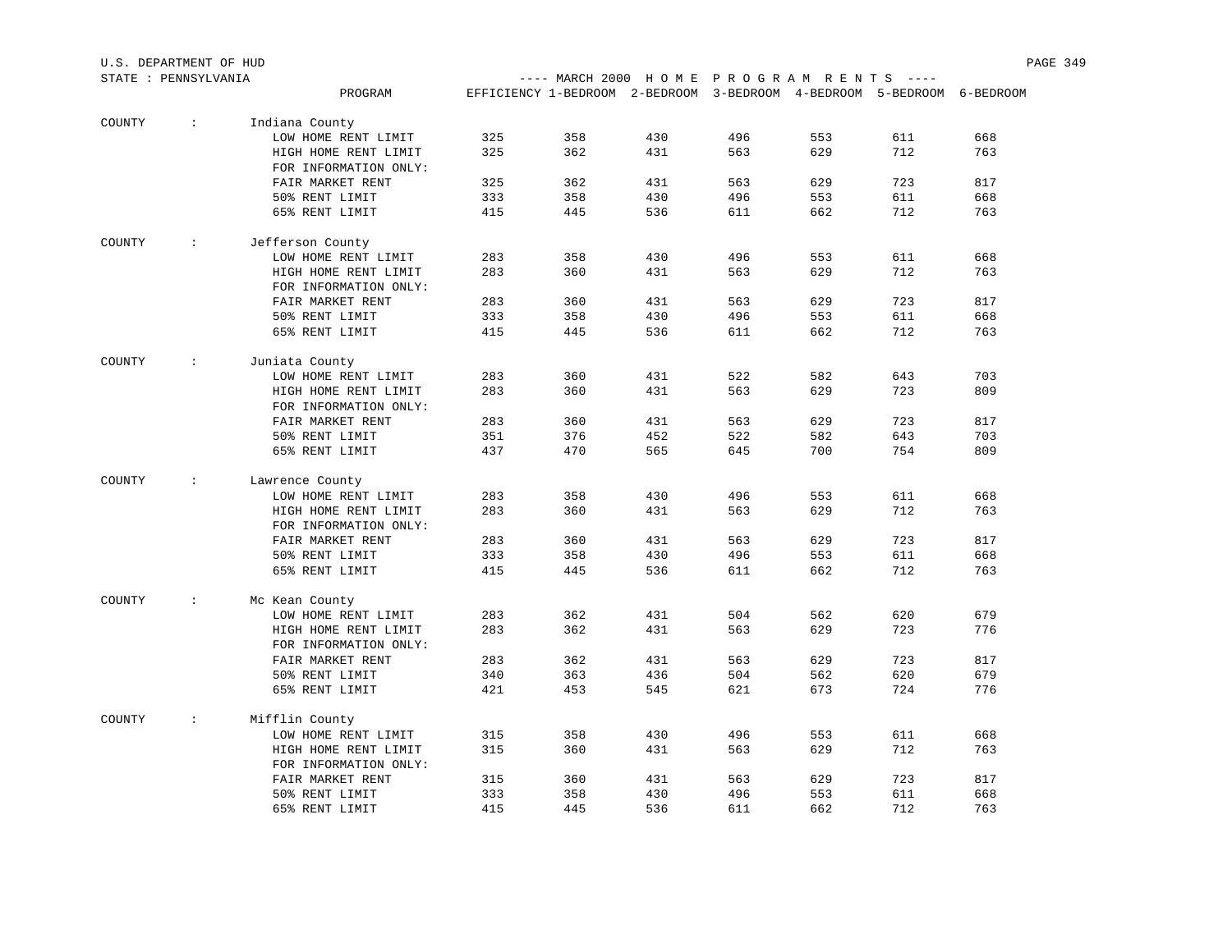U.S. DEPARTMENT OF HUD

STATE : PENNSYLVANIA

---- MARCH 2000 H O M E P R O G R A M R E N T S ----

| COUNTY | PROGRAM | EFFICIENCY | 1-BEDROOM | 2-BEDROOM | 3-BEDROOM | 4-BEDROOM | 5-BEDROOM | 6-BEDROOM |
|---|---|---|---|---|---|---|---|---|
| Indiana County | LOW HOME RENT LIMIT | 325 | 358 | 430 | 496 | 553 | 611 | 668 |
| | HIGH HOME RENT LIMIT | 325 | 362 | 431 | 563 | 629 | 712 | 763 |
| | FOR INFORMATION ONLY: | | | | | | | |
| | FAIR MARKET RENT | 325 | 362 | 431 | 563 | 629 | 723 | 817 |
| | 50% RENT LIMIT | 333 | 358 | 430 | 496 | 553 | 611 | 668 |
| | 65% RENT LIMIT | 415 | 445 | 536 | 611 | 662 | 712 | 763 |
| Jefferson County | LOW HOME RENT LIMIT | 283 | 358 | 430 | 496 | 553 | 611 | 668 |
| | HIGH HOME RENT LIMIT | 283 | 360 | 431 | 563 | 629 | 712 | 763 |
| | FOR INFORMATION ONLY: | | | | | | | |
| | FAIR MARKET RENT | 283 | 360 | 431 | 563 | 629 | 723 | 817 |
| | 50% RENT LIMIT | 333 | 358 | 430 | 496 | 553 | 611 | 668 |
| | 65% RENT LIMIT | 415 | 445 | 536 | 611 | 662 | 712 | 763 |
| Juniata County | LOW HOME RENT LIMIT | 283 | 360 | 431 | 522 | 582 | 643 | 703 |
| | HIGH HOME RENT LIMIT | 283 | 360 | 431 | 563 | 629 | 723 | 809 |
| | FOR INFORMATION ONLY: | | | | | | | |
| | FAIR MARKET RENT | 283 | 360 | 431 | 563 | 629 | 723 | 817 |
| | 50% RENT LIMIT | 351 | 376 | 452 | 522 | 582 | 643 | 703 |
| | 65% RENT LIMIT | 437 | 470 | 565 | 645 | 700 | 754 | 809 |
| Lawrence County | LOW HOME RENT LIMIT | 283 | 358 | 430 | 496 | 553 | 611 | 668 |
| | HIGH HOME RENT LIMIT | 283 | 360 | 431 | 563 | 629 | 712 | 763 |
| | FOR INFORMATION ONLY: | | | | | | | |
| | FAIR MARKET RENT | 283 | 360 | 431 | 563 | 629 | 723 | 817 |
| | 50% RENT LIMIT | 333 | 358 | 430 | 496 | 553 | 611 | 668 |
| | 65% RENT LIMIT | 415 | 445 | 536 | 611 | 662 | 712 | 763 |
| Mc Kean County | LOW HOME RENT LIMIT | 283 | 362 | 431 | 504 | 562 | 620 | 679 |
| | HIGH HOME RENT LIMIT | 283 | 362 | 431 | 563 | 629 | 723 | 776 |
| | FOR INFORMATION ONLY: | | | | | | | |
| | FAIR MARKET RENT | 283 | 362 | 431 | 563 | 629 | 723 | 817 |
| | 50% RENT LIMIT | 340 | 363 | 436 | 504 | 562 | 620 | 679 |
| | 65% RENT LIMIT | 421 | 453 | 545 | 621 | 673 | 724 | 776 |
| Mifflin County | LOW HOME RENT LIMIT | 315 | 358 | 430 | 496 | 553 | 611 | 668 |
| | HIGH HOME RENT LIMIT | 315 | 360 | 431 | 563 | 629 | 712 | 763 |
| | FOR INFORMATION ONLY: | | | | | | | |
| | FAIR MARKET RENT | 315 | 360 | 431 | 563 | 629 | 723 | 817 |
| | 50% RENT LIMIT | 333 | 358 | 430 | 496 | 553 | 611 | 668 |
| | 65% RENT LIMIT | 415 | 445 | 536 | 611 | 662 | 712 | 763 |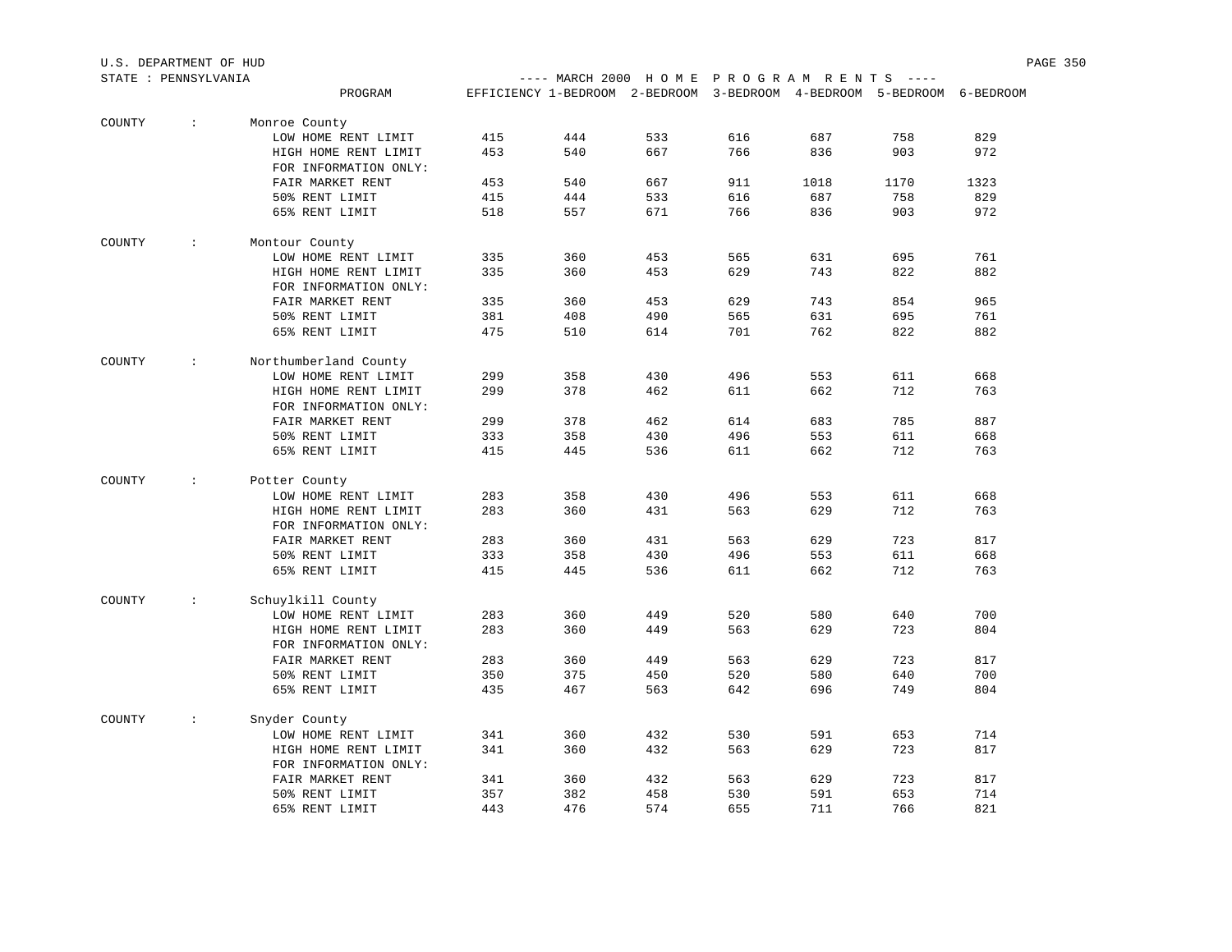U.S. DEPARTMENT OF HUD

STATE : PENNSYLVANIA

---- MARCH 2000 H O M E P R O G R A M R E N T S ----

| | PROGRAM | EFFICIENCY | 1-BEDROOM | 2-BEDROOM | 3-BEDROOM | 4-BEDROOM | 5-BEDROOM | 6-BEDROOM |
|---|---|---|---|---|---|---|---|---|
| COUNTY : | Monroe County | | | | | | | |
| | LOW HOME RENT LIMIT | 415 | 444 | 533 | 616 | 687 | 758 | 829 |
| | HIGH HOME RENT LIMIT | 453 | 540 | 667 | 766 | 836 | 903 | 972 |
| | FOR INFORMATION ONLY: | | | | | | | |
| | FAIR MARKET RENT | 453 | 540 | 667 | 911 | 1018 | 1170 | 1323 |
| | 50% RENT LIMIT | 415 | 444 | 533 | 616 | 687 | 758 | 829 |
| | 65% RENT LIMIT | 518 | 557 | 671 | 766 | 836 | 903 | 972 |
| COUNTY : | Montour County | | | | | | | |
| | LOW HOME RENT LIMIT | 335 | 360 | 453 | 565 | 631 | 695 | 761 |
| | HIGH HOME RENT LIMIT | 335 | 360 | 453 | 629 | 743 | 822 | 882 |
| | FOR INFORMATION ONLY: | | | | | | | |
| | FAIR MARKET RENT | 335 | 360 | 453 | 629 | 743 | 854 | 965 |
| | 50% RENT LIMIT | 381 | 408 | 490 | 565 | 631 | 695 | 761 |
| | 65% RENT LIMIT | 475 | 510 | 614 | 701 | 762 | 822 | 882 |
| COUNTY : | Northumberland County | | | | | | | |
| | LOW HOME RENT LIMIT | 299 | 358 | 430 | 496 | 553 | 611 | 668 |
| | HIGH HOME RENT LIMIT | 299 | 378 | 462 | 611 | 662 | 712 | 763 |
| | FOR INFORMATION ONLY: | | | | | | | |
| | FAIR MARKET RENT | 299 | 378 | 462 | 614 | 683 | 785 | 887 |
| | 50% RENT LIMIT | 333 | 358 | 430 | 496 | 553 | 611 | 668 |
| | 65% RENT LIMIT | 415 | 445 | 536 | 611 | 662 | 712 | 763 |
| COUNTY : | Potter County | | | | | | | |
| | LOW HOME RENT LIMIT | 283 | 358 | 430 | 496 | 553 | 611 | 668 |
| | HIGH HOME RENT LIMIT | 283 | 360 | 431 | 563 | 629 | 712 | 763 |
| | FOR INFORMATION ONLY: | | | | | | | |
| | FAIR MARKET RENT | 283 | 360 | 431 | 563 | 629 | 723 | 817 |
| | 50% RENT LIMIT | 333 | 358 | 430 | 496 | 553 | 611 | 668 |
| | 65% RENT LIMIT | 415 | 445 | 536 | 611 | 662 | 712 | 763 |
| COUNTY : | Schuylkill County | | | | | | | |
| | LOW HOME RENT LIMIT | 283 | 360 | 449 | 520 | 580 | 640 | 700 |
| | HIGH HOME RENT LIMIT | 283 | 360 | 449 | 563 | 629 | 723 | 804 |
| | FOR INFORMATION ONLY: | | | | | | | |
| | FAIR MARKET RENT | 283 | 360 | 449 | 563 | 629 | 723 | 817 |
| | 50% RENT LIMIT | 350 | 375 | 450 | 520 | 580 | 640 | 700 |
| | 65% RENT LIMIT | 435 | 467 | 563 | 642 | 696 | 749 | 804 |
| COUNTY : | Snyder County | | | | | | | |
| | LOW HOME RENT LIMIT | 341 | 360 | 432 | 530 | 591 | 653 | 714 |
| | HIGH HOME RENT LIMIT | 341 | 360 | 432 | 563 | 629 | 723 | 817 |
| | FOR INFORMATION ONLY: | | | | | | | |
| | FAIR MARKET RENT | 341 | 360 | 432 | 563 | 629 | 723 | 817 |
| | 50% RENT LIMIT | 357 | 382 | 458 | 530 | 591 | 653 | 714 |
| | 65% RENT LIMIT | 443 | 476 | 574 | 655 | 711 | 766 | 821 |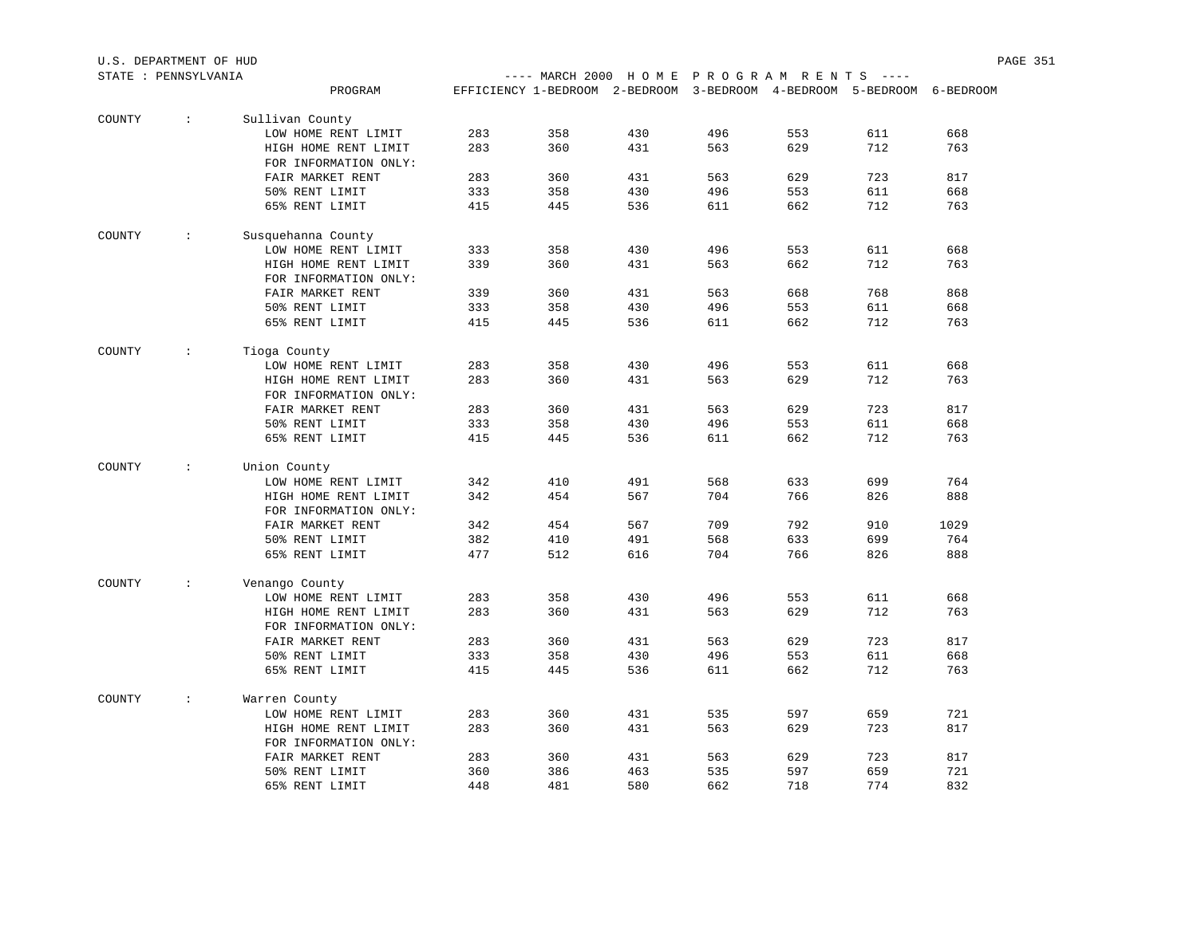U.S. DEPARTMENT OF HUD

STATE : PENNSYLVANIA

---- MARCH 2000 H O M E P R O G R A M R E N T S ----

| | | PROGRAM | EFFICIENCY | 1-BEDROOM | 2-BEDROOM | 3-BEDROOM | 4-BEDROOM | 5-BEDROOM | 6-BEDROOM |
|---|---|---|---|---|---|---|---|---|---|
| COUNTY | : | Sullivan County | | | | | | | |
| | | LOW HOME RENT LIMIT | 283 | 358 | 430 | 496 | 553 | 611 | 668 |
| | | HIGH HOME RENT LIMIT | 283 | 360 | 431 | 563 | 629 | 712 | 763 |
| | | FOR INFORMATION ONLY: | | | | | | | |
| | | FAIR MARKET RENT | 283 | 360 | 431 | 563 | 629 | 723 | 817 |
| | | 50% RENT LIMIT | 333 | 358 | 430 | 496 | 553 | 611 | 668 |
| | | 65% RENT LIMIT | 415 | 445 | 536 | 611 | 662 | 712 | 763 |
| COUNTY | : | Susquehanna County | | | | | | | |
| | | LOW HOME RENT LIMIT | 333 | 358 | 430 | 496 | 553 | 611 | 668 |
| | | HIGH HOME RENT LIMIT | 339 | 360 | 431 | 563 | 662 | 712 | 763 |
| | | FOR INFORMATION ONLY: | | | | | | | |
| | | FAIR MARKET RENT | 339 | 360 | 431 | 563 | 668 | 768 | 868 |
| | | 50% RENT LIMIT | 333 | 358 | 430 | 496 | 553 | 611 | 668 |
| | | 65% RENT LIMIT | 415 | 445 | 536 | 611 | 662 | 712 | 763 |
| COUNTY | : | Tioga County | | | | | | | |
| | | LOW HOME RENT LIMIT | 283 | 358 | 430 | 496 | 553 | 611 | 668 |
| | | HIGH HOME RENT LIMIT | 283 | 360 | 431 | 563 | 629 | 712 | 763 |
| | | FOR INFORMATION ONLY: | | | | | | | |
| | | FAIR MARKET RENT | 283 | 360 | 431 | 563 | 629 | 723 | 817 |
| | | 50% RENT LIMIT | 333 | 358 | 430 | 496 | 553 | 611 | 668 |
| | | 65% RENT LIMIT | 415 | 445 | 536 | 611 | 662 | 712 | 763 |
| COUNTY | : | Union County | | | | | | | |
| | | LOW HOME RENT LIMIT | 342 | 410 | 491 | 568 | 633 | 699 | 764 |
| | | HIGH HOME RENT LIMIT | 342 | 454 | 567 | 704 | 766 | 826 | 888 |
| | | FOR INFORMATION ONLY: | | | | | | | |
| | | FAIR MARKET RENT | 342 | 454 | 567 | 709 | 792 | 910 | 1029 |
| | | 50% RENT LIMIT | 382 | 410 | 491 | 568 | 633 | 699 | 764 |
| | | 65% RENT LIMIT | 477 | 512 | 616 | 704 | 766 | 826 | 888 |
| COUNTY | : | Venango County | | | | | | | |
| | | LOW HOME RENT LIMIT | 283 | 358 | 430 | 496 | 553 | 611 | 668 |
| | | HIGH HOME RENT LIMIT | 283 | 360 | 431 | 563 | 629 | 712 | 763 |
| | | FOR INFORMATION ONLY: | | | | | | | |
| | | FAIR MARKET RENT | 283 | 360 | 431 | 563 | 629 | 723 | 817 |
| | | 50% RENT LIMIT | 333 | 358 | 430 | 496 | 553 | 611 | 668 |
| | | 65% RENT LIMIT | 415 | 445 | 536 | 611 | 662 | 712 | 763 |
| COUNTY | : | Warren County | | | | | | | |
| | | LOW HOME RENT LIMIT | 283 | 360 | 431 | 535 | 597 | 659 | 721 |
| | | HIGH HOME RENT LIMIT | 283 | 360 | 431 | 563 | 629 | 723 | 817 |
| | | FOR INFORMATION ONLY: | | | | | | | |
| | | FAIR MARKET RENT | 283 | 360 | 431 | 563 | 629 | 723 | 817 |
| | | 50% RENT LIMIT | 360 | 386 | 463 | 535 | 597 | 659 | 721 |
| | | 65% RENT LIMIT | 448 | 481 | 580 | 662 | 718 | 774 | 832 |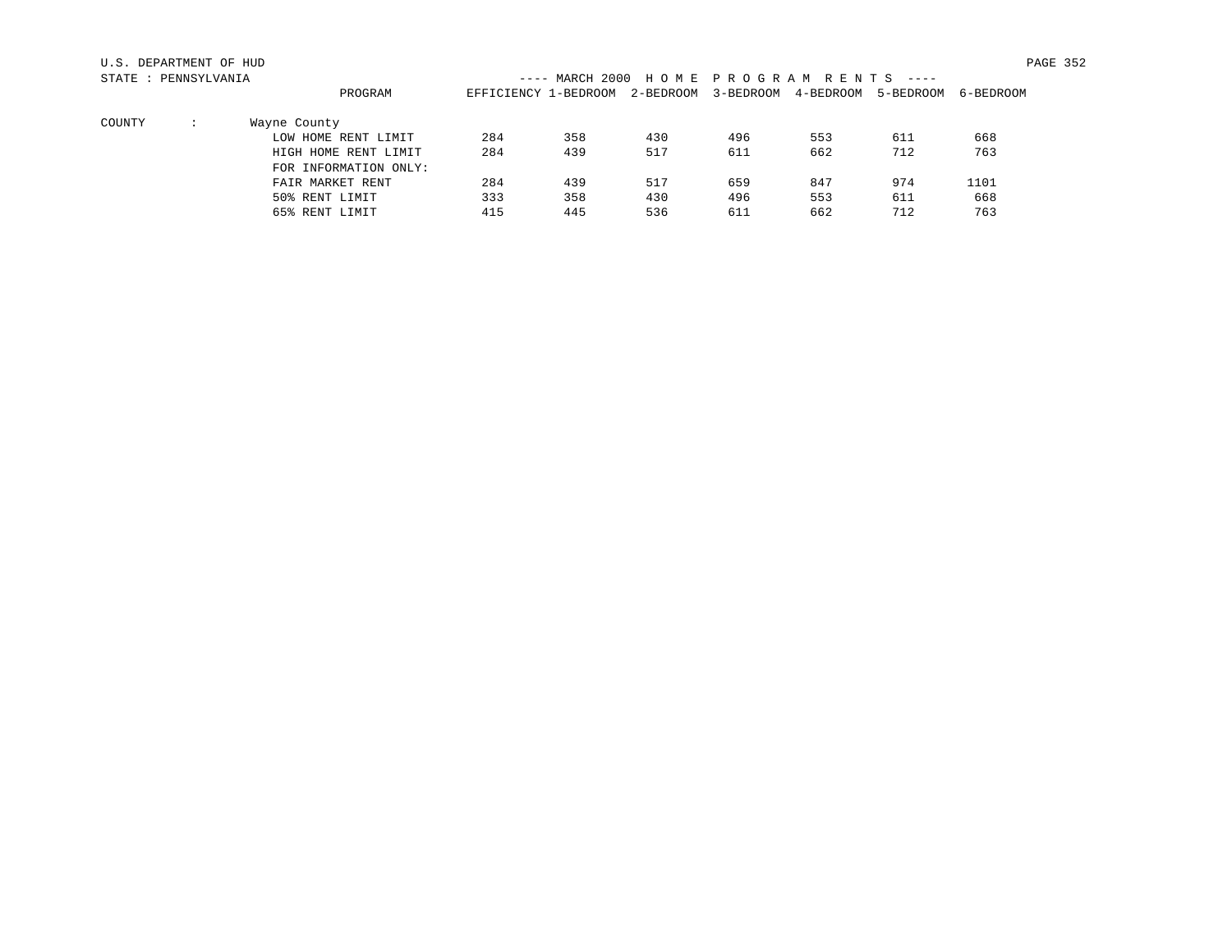U.S. DEPARTMENT OF HUD

STATE : PENNSYLVANIA

---- MARCH 2000 H O M E P R O G R A M R E N T S ----

| PROGRAM | EFFICIENCY | 1-BEDROOM | 2-BEDROOM | 3-BEDROOM | 4-BEDROOM | 5-BEDROOM | 6-BEDROOM |
|---|---|---|---|---|---|---|---|
| COUNTY : Wayne County | | | | | | | |
| LOW HOME RENT LIMIT | 284 | 358 | 430 | 496 | 553 | 611 | 668 |
| HIGH HOME RENT LIMIT | 284 | 439 | 517 | 611 | 662 | 712 | 763 |
| FOR INFORMATION ONLY: | | | | | | | |
| FAIR MARKET RENT | 284 | 439 | 517 | 659 | 847 | 974 | 1101 |
| 50% RENT LIMIT | 333 | 358 | 430 | 496 | 553 | 611 | 668 |
| 65% RENT LIMIT | 415 | 445 | 536 | 611 | 662 | 712 | 763 |